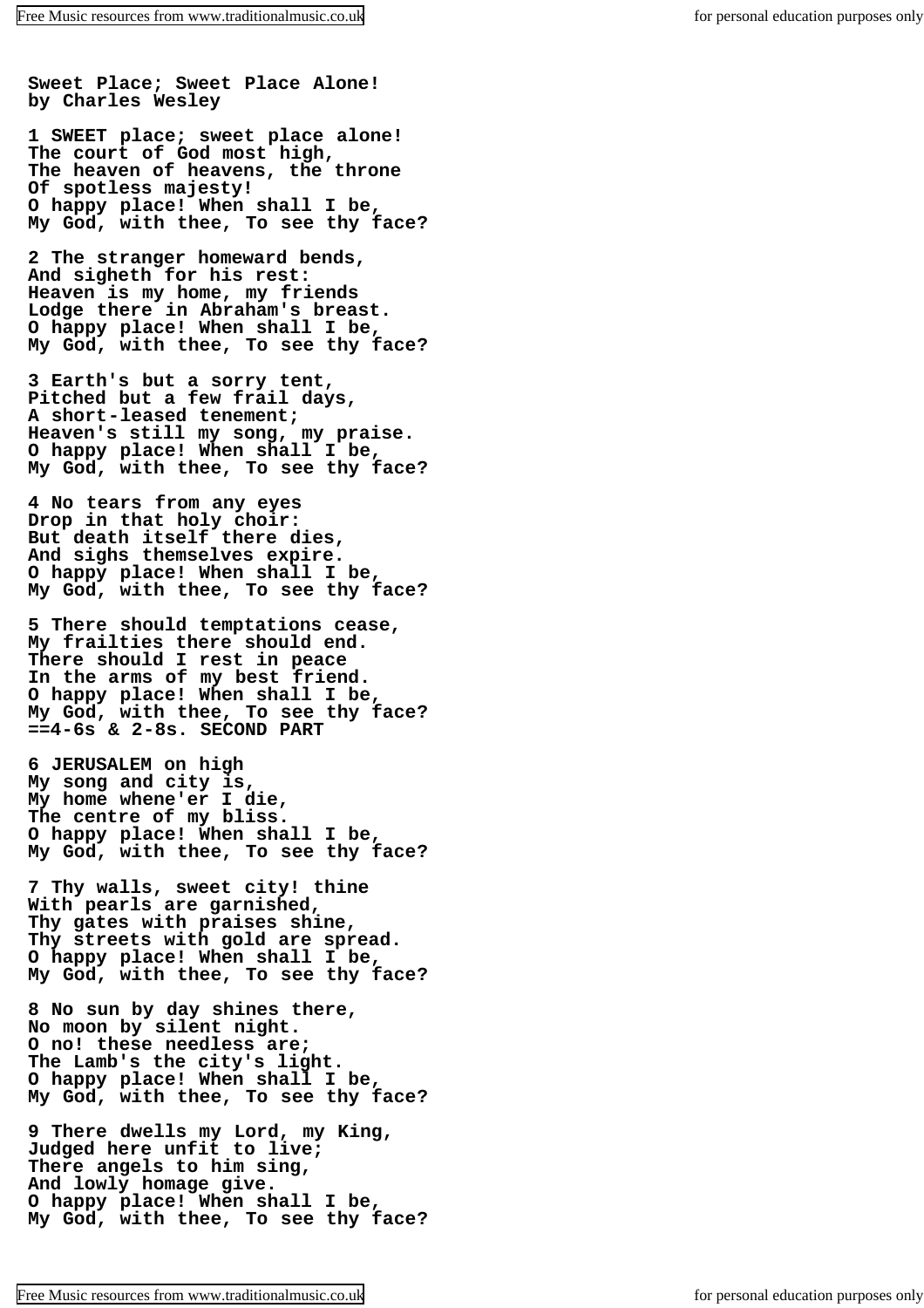**Sweet Place; Sweet Place Alone!**
**by Charles Wesley**

**1 SWEET place; sweet place alone!**
**The court of God most high,**
**The heaven of heavens, the throne**
**Of spotless majesty!**
**O happy place! When shall I be,**
**My God, with thee, To see thy face?**

**2 The stranger homeward bends,**
**And sigheth for his rest:**
**Heaven is my home, my friends**
**Lodge there in Abraham's breast.**
**O happy place! When shall I be,**
**My God, with thee, To see thy face?**

**3 Earth's but a sorry tent,**
**Pitched but a few frail days,**
**A short-leased tenement;**
**Heaven's still my song, my praise.**
**O happy place! When shall I be,**
**My God, with thee, To see thy face?**

**4 No tears from any eyes**
**Drop in that holy choir:**
**But death itself there dies,**
**And sighs themselves expire.**
**O happy place! When shall I be,**
**My God, with thee, To see thy face?**

**5 There should temptations cease,**
**My frailties there should end.**
**There should I rest in peace**
**In the arms of my best friend.**
**O happy place! When shall I be,**
**My God, with thee, To see thy face?**
**==4-6s & 2-8s. SECOND PART**

**6 JERUSALEM on high**
**My song and city is,**
**My home whene'er I die,**
**The centre of my bliss.**
**O happy place! When shall I be,**
**My God, with thee, To see thy face?**

**7 Thy walls, sweet city! thine**
**With pearls are garnished,**
**Thy gates with praises shine,**
**Thy streets with gold are spread.**
**O happy place! When shall I be,**
**My God, with thee, To see thy face?**

**8 No sun by day shines there,**
**No moon by silent night.**
**O no! these needless are;**
**The Lamb's the city's light.**
**O happy place! When shall I be,**
**My God, with thee, To see thy face?**

**9 There dwells my Lord, my King,**
**Judged here unfit to live;**
**There angels to him sing,**
**And lowly homage give.**
**O happy place! When shall I be,**
**My God, with thee, To see thy face?**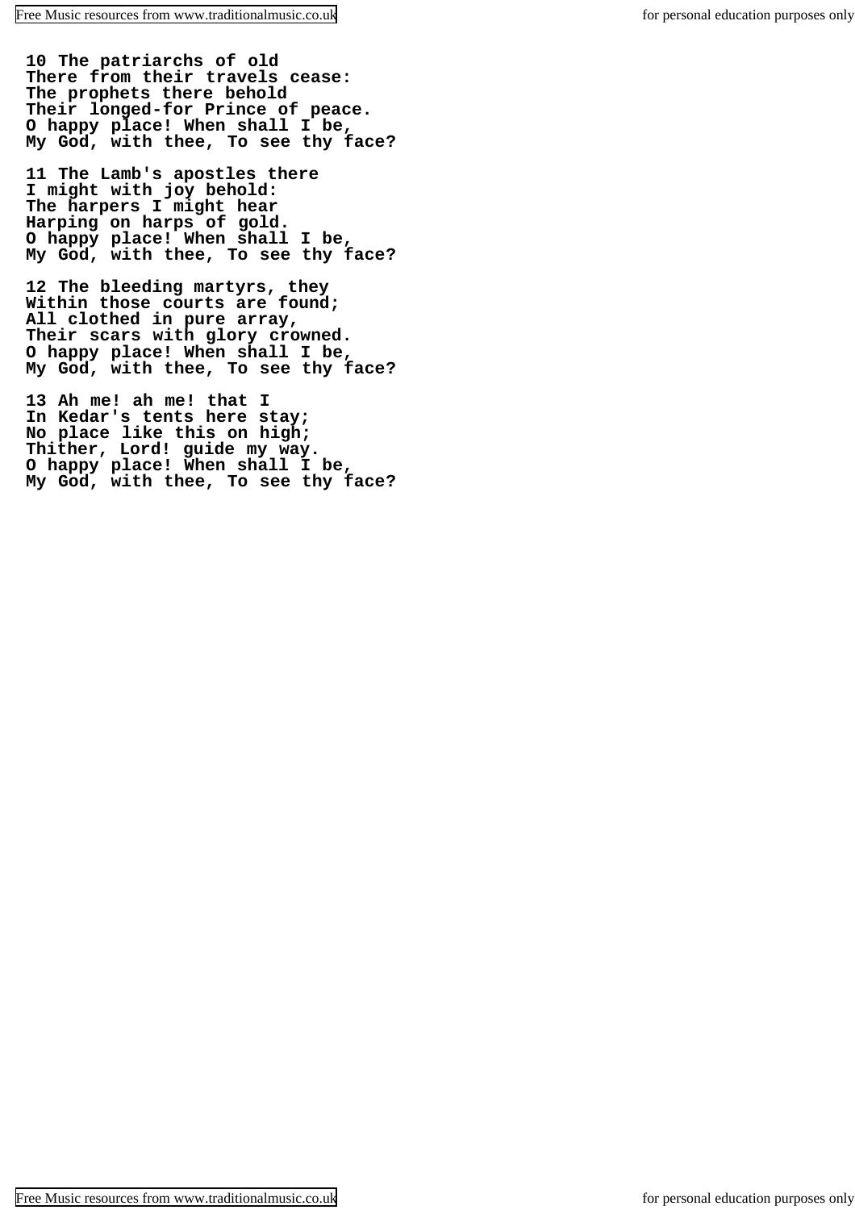10 The patriarchs of old
There from their travels cease:
The prophets there behold
Their longed-for Prince of peace.
O happy place! When shall I be,
My God, with thee, To see thy face?

11 The Lamb's apostles there
I might with joy behold:
The harpers I might hear
Harping on harps of gold.
O happy place! When shall I be,
My God, with thee, To see thy face?

12 The bleeding martyrs, they
Within those courts are found;
All clothed in pure array,
Their scars with glory crowned.
O happy place! When shall I be,
My God, with thee, To see thy face?

13 Ah me! ah me! that I
In Kedar's tents here stay;
No place like this on high;
Thither, Lord! guide my way.
O happy place! When shall I be,
My God, with thee, To see thy face?